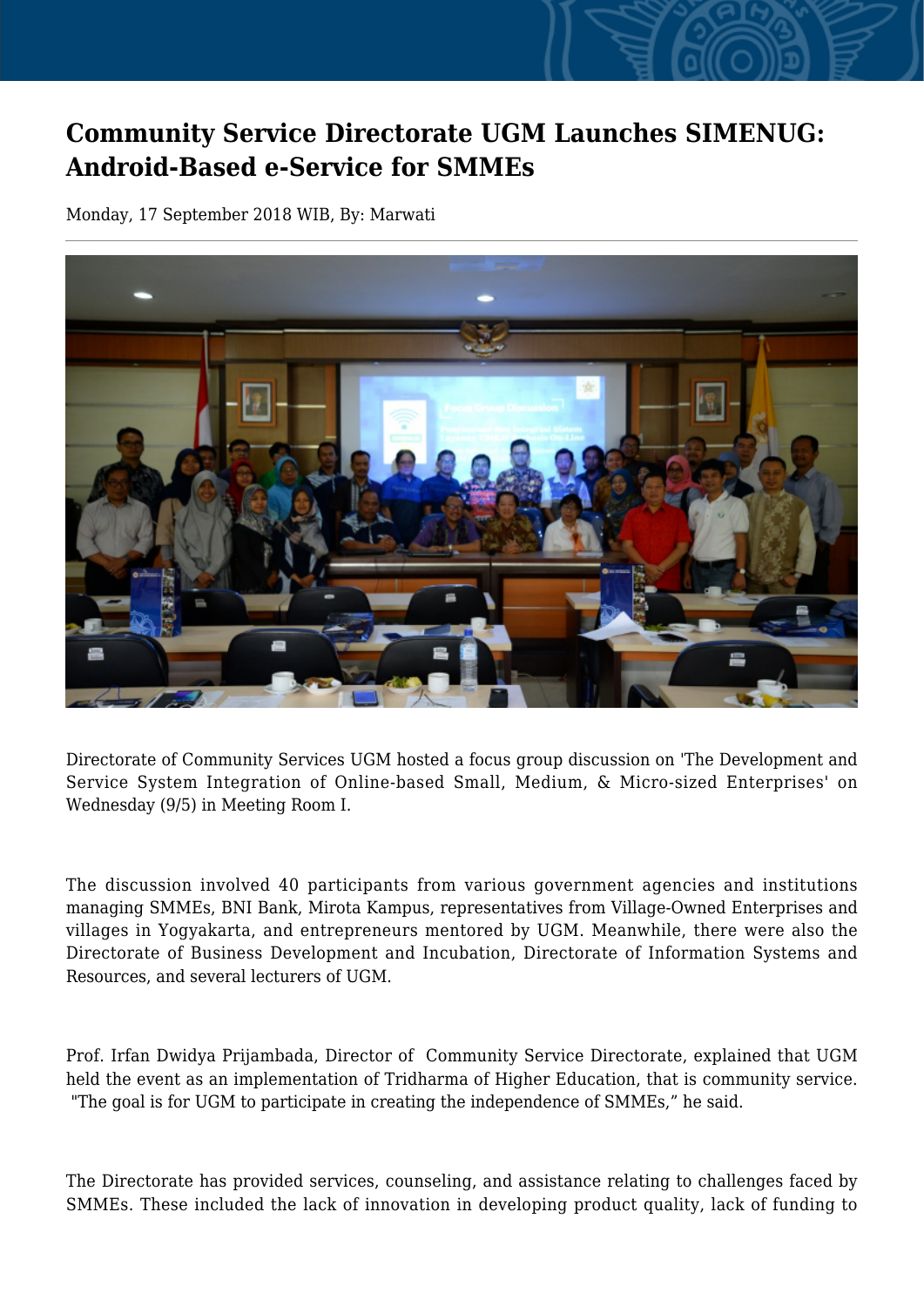# Community Service Directorate UGM Launches SIMENUG: Android-Based e-Service for SMMEs

Monday, 17 September 2018 WIB, By: Marwati

Directorate of Community Services UGM hosted a focus group discussion on 'The Development and Service System Integration of Online-based Small, Medium, & Micro-sized Enterprises' on Wednesday (9/5) in Meeting Room I.

The discussion involved 40 participants from various government agencies and institutions managing SMMEs, BNI Bank, Mirota Kampus, representatives from Village-Owned Enterprises and villages in Yogyakarta, and entrepreneurs mentored by UGM. Meanwhile, there were also the Directorate of Business Development and Incubation, Directorate of Information Systems and Resources, and several lecturers of UGM.

Prof. Irfan Dwidya Prijambada, Director of Community Service Directorate, explained that UGM held the event as an implementation of Tridharma of Higher Education, that is community service. "The goal is for UGM to participate in creating the independence of SMMEs," he said.

The Directorate has provided services, counseling, and assistance relating to challenges faced by SMMEs. These included the lack of innovation in developing product quality, lack of funding to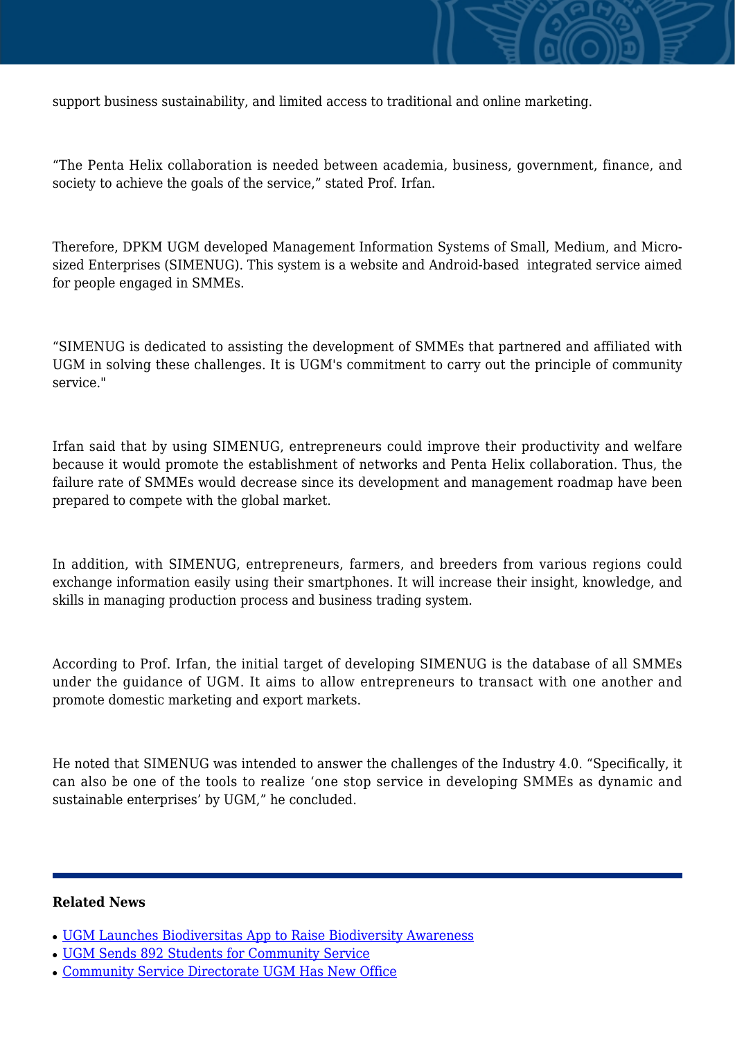support business sustainability, and limited access to traditional and online marketing.

“The Penta Helix collaboration is needed between academia, business, government, finance, and society to achieve the goals of the service,” stated Prof. Irfan.

Therefore, DPKM UGM developed Management Information Systems of Small, Medium, and Micro-sized Enterprises (SIMENUG). This system is a website and Android-based integrated service aimed for people engaged in SMMEs.

“SIMENUG is dedicated to assisting the development of SMMEs that partnered and affiliated with UGM in solving these challenges. It is UGM's commitment to carry out the principle of community service."

Irfan said that by using SIMENUG, entrepreneurs could improve their productivity and welfare because it would promote the establishment of networks and Penta Helix collaboration. Thus, the failure rate of SMMEs would decrease since its development and management roadmap have been prepared to compete with the global market.

In addition, with SIMENUG, entrepreneurs, farmers, and breeders from various regions could exchange information easily using their smartphones. It will increase their insight, knowledge, and skills in managing production process and business trading system.

According to Prof. Irfan, the initial target of developing SIMENUG is the database of all SMMEs under the guidance of UGM. It aims to allow entrepreneurs to transact with one another and promote domestic marketing and export markets.

He noted that SIMENUG was intended to answer the challenges of the Industry 4.0. “Specifically, it can also be one of the tools to realize ‘one stop service in developing SMMEs as dynamic and sustainable enterprises’ by UGM,” he concluded.

---

**Related News**

- UGM Launches Biodiversitas App to Raise Biodiversity Awareness
- UGM Sends 892 Students for Community Service
- Community Service Directorate UGM Has New Office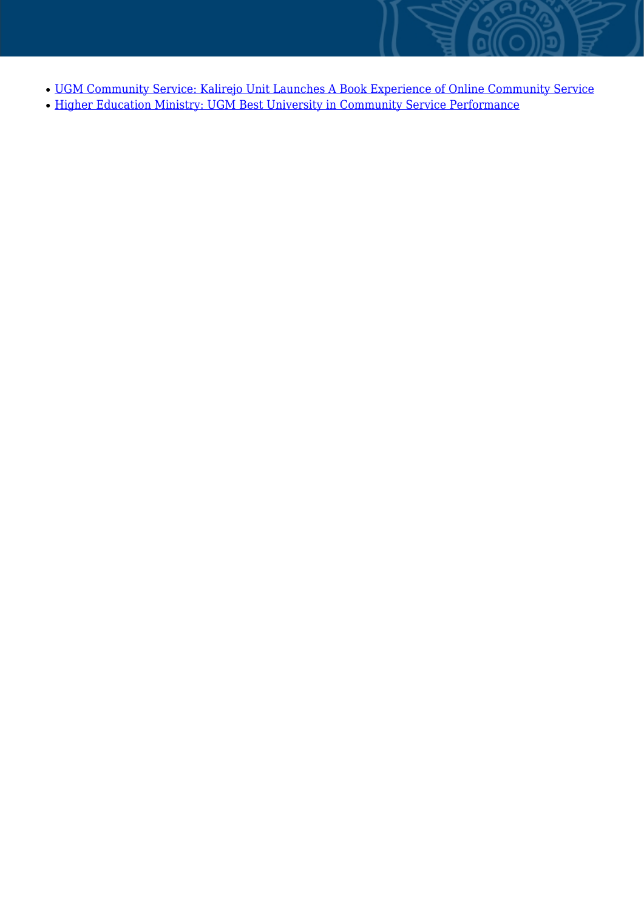- UGM Community Service: Kalirejo Unit Launches A Book Experience of Online Community Service
- Higher Education Ministry: UGM Best University in Community Service Performance